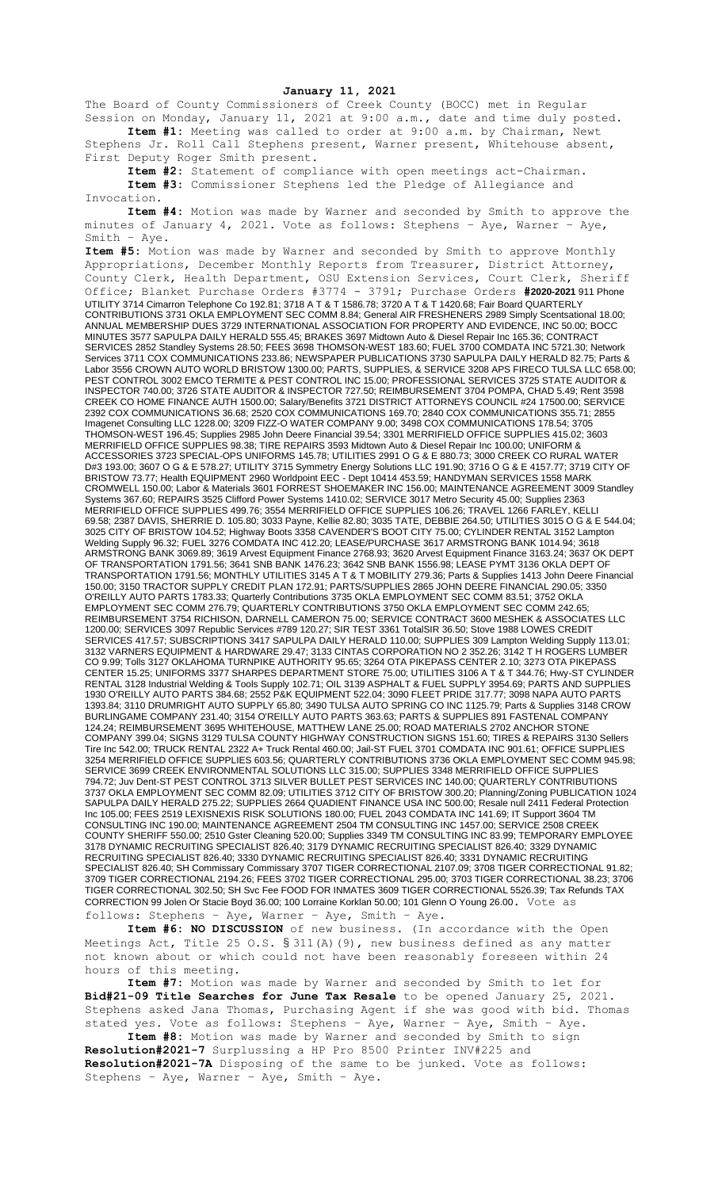**January 11, 2021**

The Board of County Commissioners of Creek County (BOCC) met in Regular Session on Monday, January 11, 2021 at 9:00 a.m., date and time duly posted.

**Item #1:** Meeting was called to order at 9:00 a.m. by Chairman, Newt Stephens Jr. Roll Call Stephens present, Warner present, Whitehouse absent, First Deputy Roger Smith present.

**Item #2:** Statement of compliance with open meetings act-Chairman.

**Item #3:** Commissioner Stephens led the Pledge of Allegiance and Invocation.

**Item #4:** Motion was made by Warner and seconded by Smith to approve the minutes of January 4, 2021. Vote as follows: Stephens – Aye, Warner – Aye, Smith – Aye.

**Item #5:** Motion was made by Warner and seconded by Smith to approve Monthly Appropriations, December Monthly Reports from Treasurer, District Attorney, County Clerk, Health Department, OSU Extension Services, Court Clerk, Sheriff Office; Blanket Purchase Orders #3774 - 3791; Purchase Orders **#2020-2021** 911 Phone UTILITY 3714 Cimarron Telephone Co 192.81; 3718 A T & T 1586.78; 3720 A T & T 1420.68; Fair Board QUARTERLY CONTRIBUTIONS 3731 OKLA EMPLOYMENT SEC COMM 8.84; General AIR FRESHENERS 2989 Simply Scentsational 18.00; ANNUAL MEMBERSHIP DUES 3729 INTERNATIONAL ASSOCIATION FOR PROPERTY AND EVIDENCE, INC 50.00; BOCC MINUTES 3577 SAPULPA DAILY HERALD 555.45; BRAKES 3697 Midtown Auto & Diesel Repair Inc 165.36; CONTRACT SERVICES 2852 Standley Systems 28.50; FEES 3698 THOMSON-WEST 183.60; FUEL 3700 COMDATA INC 5721.30; Network Services 3711 COX COMMUNICATIONS 233.86; NEWSPAPER PUBLICATIONS 3730 SAPULPA DAILY HERALD 82.75; Parts & Labor 3556 CROWN AUTO WORLD BRISTOW 1300.00; PARTS, SUPPLIES, & SERVICE 3208 APS FIRECO TULSA LLC 658.00; PEST CONTROL 3002 EMCO TERMITE & PEST CONTROL INC 15.00; PROFESSIONAL SERVICES 3725 STATE AUDITOR & INSPECTOR 740.00; 3726 STATE AUDITOR & INSPECTOR 727.50; REIMBURSEMENT 3704 POMPA, CHAD 5.49; Rent 3598 CREEK CO HOME FINANCE AUTH 1500.00; Salary/Benefits 3721 DISTRICT ATTORNEYS COUNCIL #24 17500.00; SERVICE 2392 COX COMMUNICATIONS 36.68; 2520 COX COMMUNICATIONS 169.70; 2840 COX COMMUNICATIONS 355.71; 2855 Imagenet Consulting LLC 1228.00; 3209 FIZZ-O WATER COMPANY 9.00; 3498 COX COMMUNICATIONS 178.54; 3705 THOMSON-WEST 196.45; Supplies 2985 John Deere Financial 39.54; 3301 MERRIFIELD OFFICE SUPPLIES 415.02; 3603 MERRIFIELD OFFICE SUPPLIES 98.38; TIRE REPAIRS 3593 Midtown Auto & Diesel Repair Inc 100.00; UNIFORM & ACCESSORIES 3723 SPECIAL-OPS UNIFORMS 145.78; UTILITIES 2991 O G & E 880.73; 3000 CREEK CO RURAL WATER D#3 193.00; 3607 O G & E 578.27; UTILITY 3715 Symmetry Energy Solutions LLC 191.90; 3716 O G & E 4157.77; 3719 CITY OF BRISTOW 73.77; Health EQUIPMENT 2960 Worldpoint EEC - Dept 10414 453.59; HANDYMAN SERVICES 1558 MARK CROMWELL 150.00; Labor & Materials 3601 FORREST SHOEMAKER INC 156.00; MAINTENANCE AGREEMENT 3009 Standley Systems 367.60; REPAIRS 3525 Clifford Power Systems 1410.02; SERVICE 3017 Metro Security 45.00; Supplies 2363 MERRIFIELD OFFICE SUPPLIES 499.76; 3554 MERRIFIELD OFFICE SUPPLIES 106.26; TRAVEL 1266 FARLEY, KELLI 69.58; 2387 DAVIS, SHERRIE D. 105.80; 3033 Payne, Kellie 82.80; 3035 TATE, DEBBIE 264.50; UTILITIES 3015 O G & E 544.04; 3025 CITY OF BRISTOW 104.52; Highway Boots 3358 CAVENDER'S BOOT CITY 75.00; CYLINDER RENTAL 3152 Lampton Welding Supply 96.32; FUEL 3276 COMDATA INC 412.20; LEASE/PURCHASE 3617 ARMSTRONG BANK 1014.94; 3618 ARMSTRONG BANK 3069.89; 3619 Arvest Equipment Finance 2768.93; 3620 Arvest Equipment Finance 3163.24; 3637 OK DEPT OF TRANSPORTATION 1791.56; 3641 SNB BANK 1476.23; 3642 SNB BANK 1556.98; LEASE PYMT 3136 OKLA DEPT OF TRANSPORTATION 1791.56; MONTHLY UTILITIES 3145 A T & T MOBILITY 279.36; Parts & Supplies 1413 John Deere Financial 150.00; 3150 TRACTOR SUPPLY CREDIT PLAN 172.91; PARTS/SUPPLIES 2865 JOHN DEERE FINANCIAL 290.05; 3350 O'REILLY AUTO PARTS 1783.33; Quarterly Contributions 3735 OKLA EMPLOYMENT SEC COMM 83.51; 3752 OKLA EMPLOYMENT SEC COMM 276.79; QUARTERLY CONTRIBUTIONS 3750 OKLA EMPLOYMENT SEC COMM 242.65; REIMBURSEMENT 3754 RICHISON, DARNELL CAMERON 75.00; SERVICE CONTRACT 3600 MESHEK & ASSOCIATES LLC 1200.00; SERVICES 3097 Republic Services #789 120.27; SIR TEST 3361 TotalSIR 36.50; Stove 1988 LOWES CREDIT SERVICES 417.57; SUBSCRIPTIONS 3417 SAPULPA DAILY HERALD 110.00; SUPPLIES 309 Lampton Welding Supply 113.01; 3132 VARNERS EQUIPMENT & HARDWARE 29.47; 3133 CINTAS CORPORATION NO 2 352.26; 3142 T H ROGERS LUMBER CO 9.99; Tolls 3127 OKLAHOMA TURNPIKE AUTHORITY 95.65; 3264 OTA PIKEPASS CENTER 2.10; 3273 OTA PIKEPASS CENTER 15.25; UNIFORMS 3377 SHARPES DEPARTMENT STORE 75.00; UTILITIES 3106 A T & T 344.76; Hwy-ST CYLINDER RENTAL 3128 Industrial Welding & Tools Supply 102.71; OIL 3139 ASPHALT & FUEL SUPPLY 3954.69; PARTS AND SUPPLIES 1930 O'REILLY AUTO PARTS 384.68; 2552 P&K EQUIPMENT 522.04; 3090 FLEET PRIDE 317.77; 3098 NAPA AUTO PARTS 1393.84; 3110 DRUMRIGHT AUTO SUPPLY 65.80; 3490 TULSA AUTO SPRING CO INC 1125.79; Parts & Supplies 3148 CROW BURLINGAME COMPANY 231.40; 3154 O'REILLY AUTO PARTS 363.63; PARTS & SUPPLIES 891 FASTENAL COMPANY 124.24; REIMBURSEMENT 3695 WHITEHOUSE, MATTHEW LANE 25.00; ROAD MATERIALS 2702 ANCHOR STONE COMPANY 399.04; SIGNS 3129 TULSA COUNTY HIGHWAY CONSTRUCTION SIGNS 151.60; TIRES & REPAIRS 3130 Sellers Tire Inc 542.00; TRUCK RENTAL 2322 A+ Truck Rental 460.00; Jail-ST FUEL 3701 COMDATA INC 901.61; OFFICE SUPPLIES 3254 MERRIFIELD OFFICE SUPPLIES 603.56; QUARTERLY CONTRIBUTIONS 3736 OKLA EMPLOYMENT SEC COMM 945.98; SERVICE 3699 CREEK ENVIRONMENTAL SOLUTIONS LLC 315.00; SUPPLIES 3348 MERRIFIELD OFFICE SUPPLIES 794.72; Juv Dent-ST PEST CONTROL 3713 SILVER BULLET PEST SERVICES INC 140.00; QUARTERLY CONTRIBUTIONS 3737 OKLA EMPLOYMENT SEC COMM 82.09; UTILITIES 3712 CITY OF BRISTOW 300.20; Planning/Zoning PUBLICATION 1024 SAPULPA DAILY HERALD 275.22; SUPPLIES 2664 QUADIENT FINANCE USA INC 500.00; Resale null 2411 Federal Protection Inc 105.00; FEES 2519 LEXISNEXIS RISK SOLUTIONS 180.00; FUEL 2043 COMDATA INC 141.69; IT Support 3604 TM CONSULTING INC 190.00; MAINTENANCE AGREEMENT 2504 TM CONSULTING INC 1457.00; SERVICE 2508 CREEK COUNTY SHERIFF 550.00; 2510 Gster Cleaning 520.00; Supplies 3349 TM CONSULTING INC 83.99; TEMPORARY EMPLOYEE 3178 DYNAMIC RECRUITING SPECIALIST 826.40; 3179 DYNAMIC RECRUITING SPECIALIST 826.40; 3329 DYNAMIC RECRUITING SPECIALIST 826.40; 3330 DYNAMIC RECRUITING SPECIALIST 826.40; 3331 DYNAMIC RECRUITING SPECIALIST 826.40; SH Commissary Commissary 3707 TIGER CORRECTIONAL 2107.09; 3708 TIGER CORRECTIONAL 91.82; 3709 TIGER CORRECTIONAL 2194.26; FEES 3702 TIGER CORRECTIONAL 295.00; 3703 TIGER CORRECTIONAL 38.23; 3706 TIGER CORRECTIONAL 302.50; SH Svc Fee FOOD FOR INMATES 3669 TIGER CORRECTIONAL 5526.39; Tax Refunds TAX CORRECTION 99 Jolen Or Stacie Boyd 36.00; 100 Lorraine Korklan 50.00; 101 Glenn O Young 26.00. Vote as follows: Stephens – Aye, Warner – Aye, Smith – Aye.

**Item #6: NO DISCUSSION** of new business. (In accordance with the Open Meetings Act, Title 25 O.S. § 311(A)(9), new business defined as any matter not known about or which could not have been reasonably foreseen within 24 hours of this meeting.

**Item #7:** Motion was made by Warner and seconded by Smith to let for **Bid#21-09 Title Searches for June Tax Resale** to be opened January 25, 2021. Stephens asked Jana Thomas, Purchasing Agent if she was good with bid. Thomas stated yes. Vote as follows: Stephens – Aye, Warner – Aye, Smith – Aye.

**Item #8:** Motion was made by Warner and seconded by Smith to sign **Resolution#2021-7** Surplussing a HP Pro 8500 Printer INV#225 and **Resolution#2021-7A** Disposing of the same to be junked. Vote as follows: Stephens – Aye, Warner – Aye, Smith – Aye.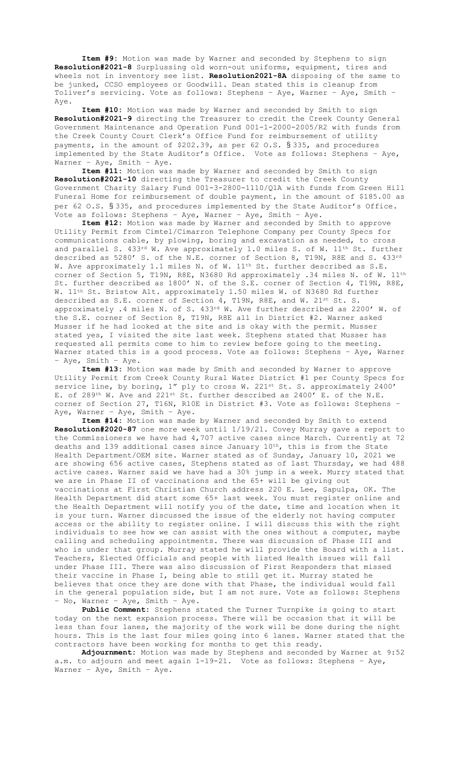**Item #9:** Motion was made by Warner and seconded by Stephens to sign **Resolution#2021-8** Surplussing old worn-out uniforms, equipment, tires and wheels not in inventory see list. **Resolution2021-8A** disposing of the same to be junked, CCSO employees or Goodwill. Dean stated this is cleanup from Toliver's servicing. Vote as follows: Stephens – Aye, Warner – Aye, Smith – Aye.

**Item #10:** Motion was made by Warner and seconded by Smith to sign **Resolution#2021-9** directing the Treasurer to credit the Creek County General Government Maintenance and Operation Fund 001-1-2000-2005/R2 with funds from the Creek County Court Clerk's Office Fund for reimbursement of utility payments, in the amount of $202.39, as per 62 O.S. § 335, and procedures implemented by the State Auditor's Office. Vote as follows: Stephens – Aye, Warner – Aye, Smith – Aye.

**Item #11:** Motion was made by Warner and seconded by Smith to sign **Resolution#2021-10** directing the Treasurer to credit the Creek County Government Charity Salary Fund 001-3-2800-1110/Q1A with funds from Green Hill Funeral Home for reimbursement of double payment, in the amount of $185.00 as per 62 O.S. § 335, and procedures implemented by the State Auditor's Office. Vote as follows: Stephens – Aye, Warner – Aye, Smith – Aye.

**Item #12:** Motion was made by Warner and seconded by Smith to approve Utility Permit from Cimtel/Cimarron Telephone Company per County Specs for communications cable, by plowing, boring and excavation as needed, to cross and parallel S. 433rd W. Ave approximately 1.0 miles S. of W. 11th St. further described as 5280' S. of the N.E. corner of Section 8, T19N, R8E and S. 433rd W. Ave approximately 1.1 miles N. of W. 11th St. further described as S.E. corner of Section 5, T19N, R8E, N3680 Rd approximately .34 miles N. of W. 11th St. further described as 1800' N. of the S.E. corner of Section 4, T19N, R8E, W. 11th St. Bristow Alt. approximately 1.50 miles W. of N3680 Rd further described as S.E. corner of Section 4, T19N, R8E, and W. 21st St. S. approximately .4 miles N. of S. 433rd W. Ave further described as 2200' W. of the S.E. corner of Section 8, T19N, R8E all in District #2. Warner asked Musser if he had looked at the site and is okay with the permit. Musser stated yes, I visited the site last week. Stephens stated that Musser has requested all permits come to him to review before going to the meeting. Warner stated this is a good process. Vote as follows: Stephens – Aye, Warner – Aye, Smith – Aye.

**Item #13:** Motion was made by Smith and seconded by Warner to approve Utility Permit from Creek County Rural Water District #1 per County Specs for service line, by boring, 1" ply to cross W. 221st St. S. approximately 2400' E. of 289th W. Ave and 221st St. further described as 2400' E. of the N.E. corner of Section 27, T16N, R10E in District #3. Vote as follows: Stephens – Aye, Warner – Aye, Smith – Aye.

**Item #14:** Motion was made by Warner and seconded by Smith to extend **Resolution#2020-87** one more week until 1/19/21. Covey Murray gave a report to the Commissioners we have had 4,707 active cases since March. Currently at 72 deaths and 139 additional cases since January 10th, this is from the State Health Department/OEM site. Warner stated as of Sunday, January 10, 2021 we are showing 656 active cases, Stephens stated as of last Thursday, we had 488 active cases. Warner said we have had a 30% jump in a week. Murry stated that we are in Phase II of vaccinations and the 65+ will be giving out vaccinations at First Christian Church address 220 E. Lee, Sapulpa, OK. The Health Department did start some 65+ last week. You must register online and the Health Department will notify you of the date, time and location when it is your turn. Warner discussed the issue of the elderly not having computer access or the ability to register online. I will discuss this with the right individuals to see how we can assist with the ones without a computer, maybe calling and scheduling appointments. There was discussion of Phase III and who is under that group. Murray stated he will provide the Board with a list. Teachers, Elected Officials and people with listed Health issues will fall under Phase III. There was also discussion of First Responders that missed their vaccine in Phase I, being able to still get it. Murray stated he believes that once they are done with that Phase, the individual would fall in the general population side, but I am not sure. Vote as follows: Stephens – No, Warner – Aye, Smith – Aye.

**Public Comment:** Stephens stated the Turner Turnpike is going to start today on the next expansion process. There will be occasion that it will be less than four lanes, the majority of the work will be done during the night hours. This is the last four miles going into 6 lanes. Warner stated that the contractors have been working for months to get this ready.

**Adjournment:** Motion was made by Stephens and seconded by Warner at 9:52 a.m. to adjourn and meet again 1-19-21. Vote as follows: Stephens – Aye, Warner – Aye, Smith – Aye.